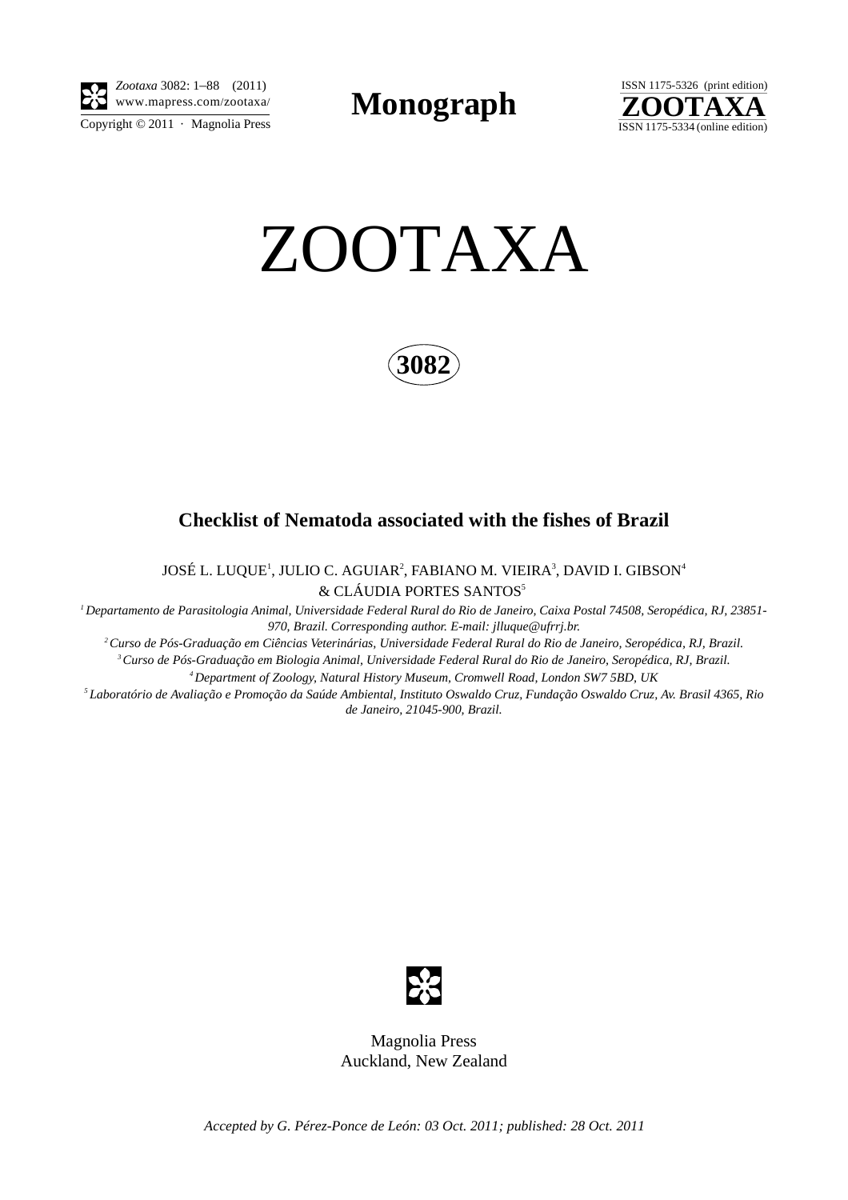# ZOOTAXA

**3082**

## Checklist of Nematoda associated with the fishes of Brazil

JOSÉ L. LUQUE[1], JULIO C. AGUIAR[2], FABIANO M. VIEIRA[3], DAVID I. GIBSON[4] & CLÁUDIA PORTES SANTOS[5]

[1] *Departamento de Parasitologia Animal, Universidade Federal Rural do Rio de Janeiro, Caixa Postal 74508, Seropédica, RJ, 23851-970, Brazil. Corresponding author. E-mail: jlluque@ufrrj.br.*

[2] *Curso de Pós-Graduação em Ciências Veterinárias, Universidade Federal Rural do Rio de Janeiro, Seropédica, RJ, Brazil.*

[3] *Curso de Pós-Graduação em Biologia Animal, Universidade Federal Rural do Rio de Janeiro, Seropédica, RJ, Brazil.*

[4] *Department of Zoology, Natural History Museum, Cromwell Road, London SW7 5BD, UK*

[5] *Laboratório de Avaliação e Promoção da Saúde Ambiental, Instituto Oswaldo Cruz, Fundação Oswaldo Cruz, Av. Brasil 4365, Rio de Janeiro, 21045-900, Brazil.*

Magnolia Press
Auckland, New Zealand

*Accepted by G. Pérez-Ponce de León: 03 Oct. 2011; published: 28 Oct. 2011*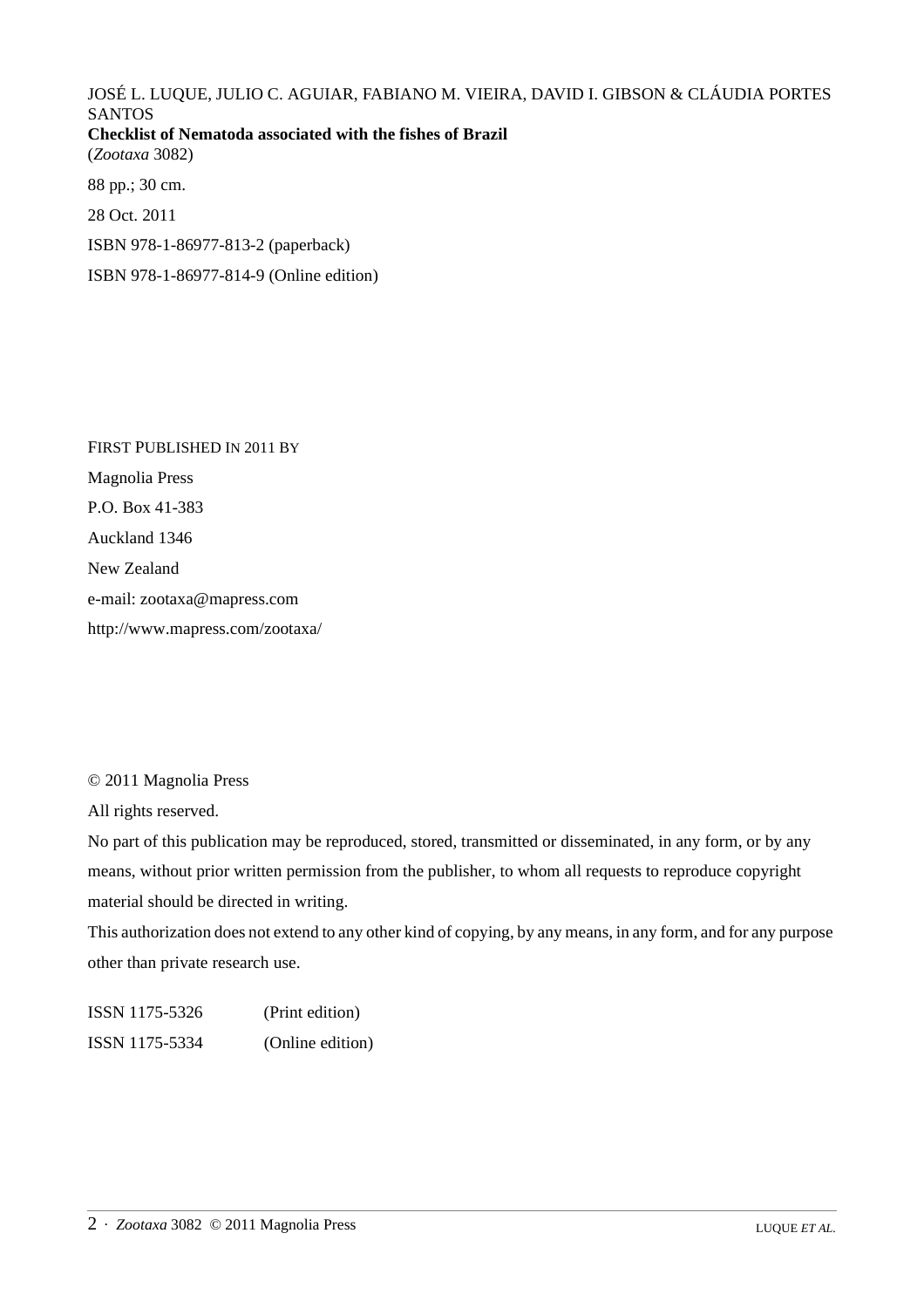JOSÉ L. LUQUE, JULIO C. AGUIAR, FABIANO M. VIEIRA, DAVID I. GIBSON & CLÁUDIA PORTES SANTOS
**Checklist of Nematoda associated with the fishes of Brazil**
(*Zootaxa* 3082)

88 pp.; 30 cm.

28 Oct. 2011

ISBN 978-1-86977-813-2 (paperback)

ISBN 978-1-86977-814-9 (Online edition)

FIRST PUBLISHED IN 2011 BY

Magnolia Press

P.O. Box 41-383

Auckland 1346

New Zealand

e-mail: zootaxa@mapress.com

http://www.mapress.com/zootaxa/

© 2011 Magnolia Press

All rights reserved.

No part of this publication may be reproduced, stored, transmitted or disseminated, in any form, or by any means, without prior written permission from the publisher, to whom all requests to reproduce copyright material should be directed in writing.

This authorization does not extend to any other kind of copying, by any means, in any form, and for any purpose other than private research use.

| | |
|---|---|
| ISSN 1175-5326 | (Print edition) |
| ISSN 1175-5334 | (Online edition) |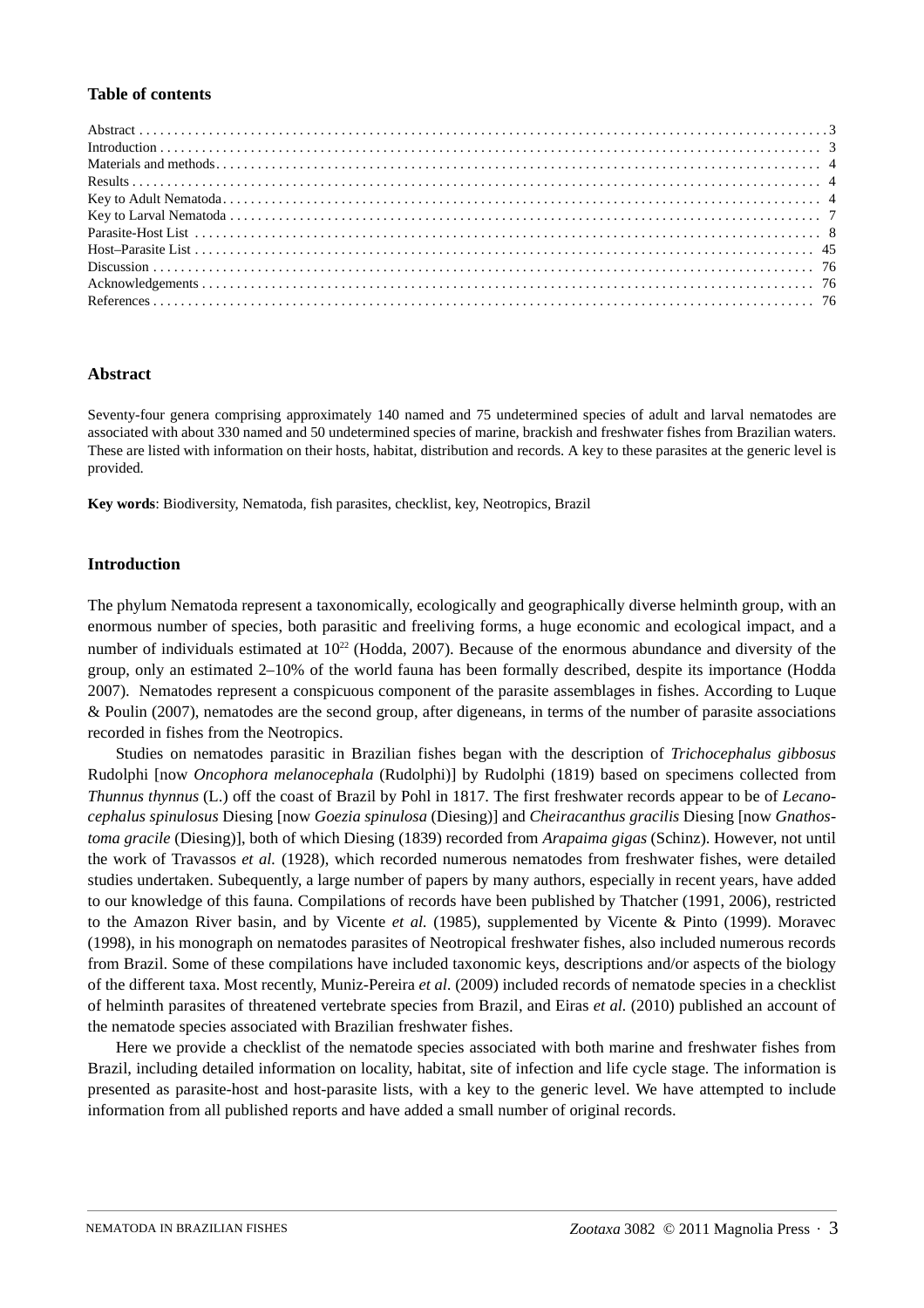## Table of contents

Abstract . . . 3
Introduction . . . 3
Materials and methods . . . 4
Results . . . 4
Key to Adult Nematoda . . . 4
Key to Larval Nematoda . . . 7
Parasite-Host List . . . 8
Host–Parasite List . . . 45
Discussion . . . 76
Acknowledgements . . . 76
References . . . 76

## Abstract

Seventy-four genera comprising approximately 140 named and 75 undetermined species of adult and larval nematodes are associated with about 330 named and 50 undetermined species of marine, brackish and freshwater fishes from Brazilian waters. These are listed with information on their hosts, habitat, distribution and records. A key to these parasites at the generic level is provided.

**Key words**: Biodiversity, Nematoda, fish parasites, checklist, key, Neotropics, Brazil

## Introduction

The phylum Nematoda represent a taxonomically, ecologically and geographically diverse helminth group, with an enormous number of species, both parasitic and freeliving forms, a huge economic and ecological impact, and a number of individuals estimated at $10^{22}$ (Hodda, 2007). Because of the enormous abundance and diversity of the group, only an estimated 2–10% of the world fauna has been formally described, despite its importance (Hodda 2007). Nematodes represent a conspicuous component of the parasite assemblages in fishes. According to Luque & Poulin (2007), nematodes are the second group, after digeneans, in terms of the number of parasite associations recorded in fishes from the Neotropics.

Studies on nematodes parasitic in Brazilian fishes began with the description of *Trichocephalus gibbosus* Rudolphi [now *Oncophora melanocephala* (Rudolphi)] by Rudolphi (1819) based on specimens collected from *Thunnus thynnus* (L.) off the coast of Brazil by Pohl in 1817. The first freshwater records appear to be of *Lecanocephalus spinulosus* Diesing [now *Goezia spinulosa* (Diesing)] and *Cheiracanthus gracilis* Diesing [now *Gnathostoma gracile* (Diesing)], both of which Diesing (1839) recorded from *Arapaima gigas* (Schinz). However, not until the work of Travassos *et al.* (1928), which recorded numerous nematodes from freshwater fishes, were detailed studies undertaken. Subequently, a large number of papers by many authors, especially in recent years, have added to our knowledge of this fauna. Compilations of records have been published by Thatcher (1991, 2006), restricted to the Amazon River basin, and by Vicente *et al.* (1985), supplemented by Vicente & Pinto (1999). Moravec (1998), in his monograph on nematodes parasites of Neotropical freshwater fishes, also included numerous records from Brazil. Some of these compilations have included taxonomic keys, descriptions and/or aspects of the biology of the different taxa. Most recently, Muniz-Pereira *et al.* (2009) included records of nematode species in a checklist of helminth parasites of threatened vertebrate species from Brazil, and Eiras *et al.* (2010) published an account of the nematode species associated with Brazilian freshwater fishes.

Here we provide a checklist of the nematode species associated with both marine and freshwater fishes from Brazil, including detailed information on locality, habitat, site of infection and life cycle stage. The information is presented as parasite-host and host-parasite lists, with a key to the generic level. We have attempted to include information from all published reports and have added a small number of original records.